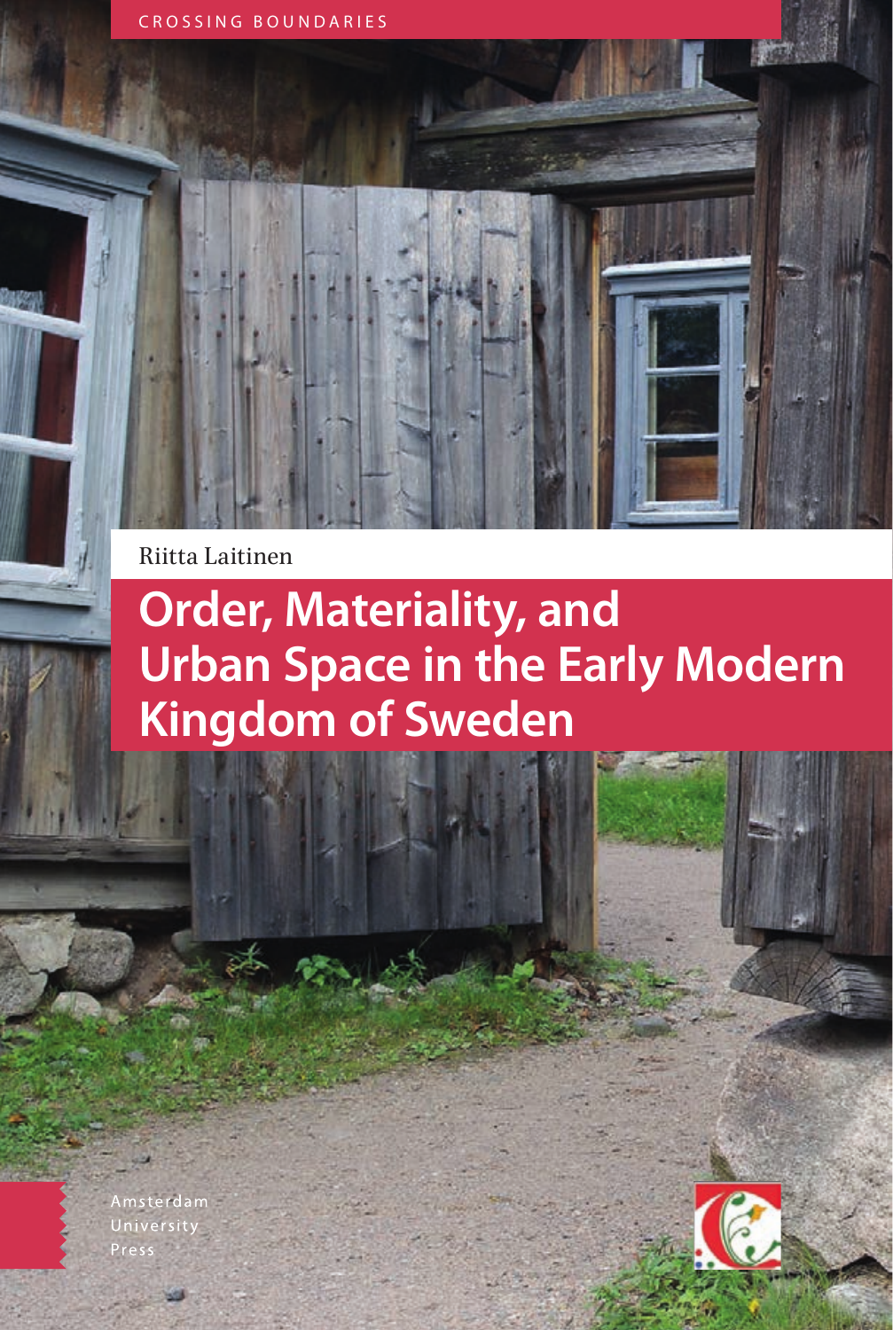CROSSING BOUNDARIES

Riitta Laitinen

# Order, Materiality, and Urban Space in the Early Modern Kingdom of Sweden

Amsterdam University Press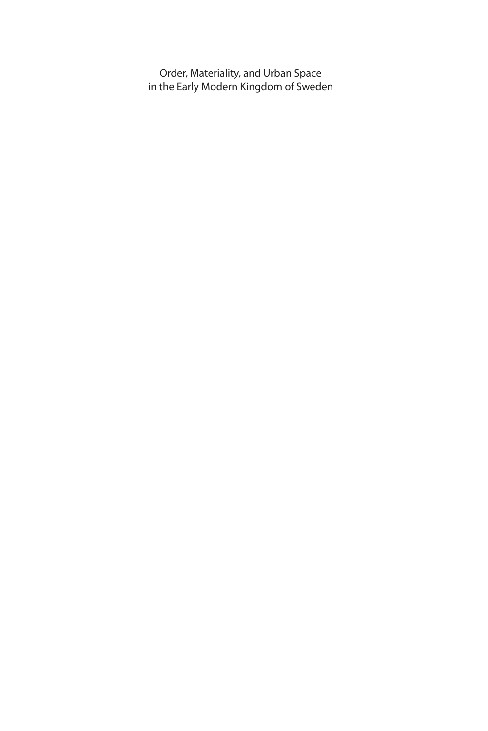Order, Materiality, and Urban Space
in the Early Modern Kingdom of Sweden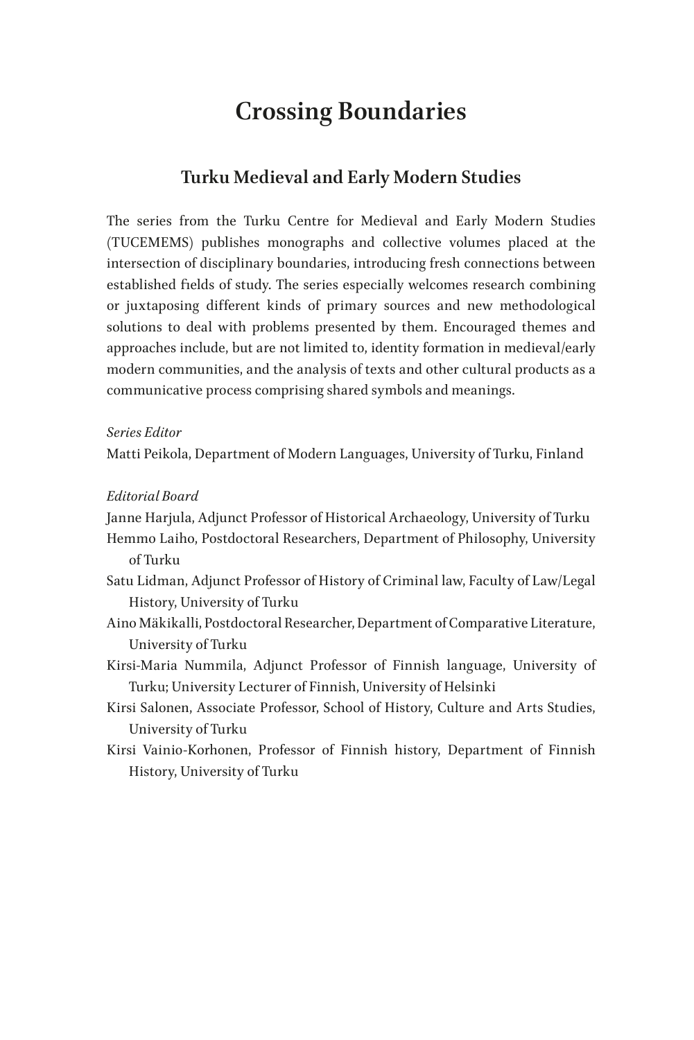# Crossing Boundaries

## Turku Medieval and Early Modern Studies

The series from the Turku Centre for Medieval and Early Modern Studies (TUCEMEMS) publishes monographs and collective volumes placed at the intersection of disciplinary boundaries, introducing fresh connections between established fields of study. The series especially welcomes research combining or juxtaposing different kinds of primary sources and new methodological solutions to deal with problems presented by them. Encouraged themes and approaches include, but are not limited to, identity formation in medieval/early modern communities, and the analysis of texts and other cultural products as a communicative process comprising shared symbols and meanings.

*Series Editor*

Matti Peikola, Department of Modern Languages, University of Turku, Finland

*Editorial Board*

Janne Harjula, Adjunct Professor of Historical Archaeology, University of Turku

Hemmo Laiho, Postdoctoral Researchers, Department of Philosophy, University of Turku

Satu Lidman, Adjunct Professor of History of Criminal law, Faculty of Law/Legal History, University of Turku

Aino Mäkikalli, Postdoctoral Researcher, Department of Comparative Literature, University of Turku

Kirsi-Maria Nummila, Adjunct Professor of Finnish language, University of Turku; University Lecturer of Finnish, University of Helsinki

Kirsi Salonen, Associate Professor, School of History, Culture and Arts Studies, University of Turku

Kirsi Vainio-Korhonen, Professor of Finnish history, Department of Finnish History, University of Turku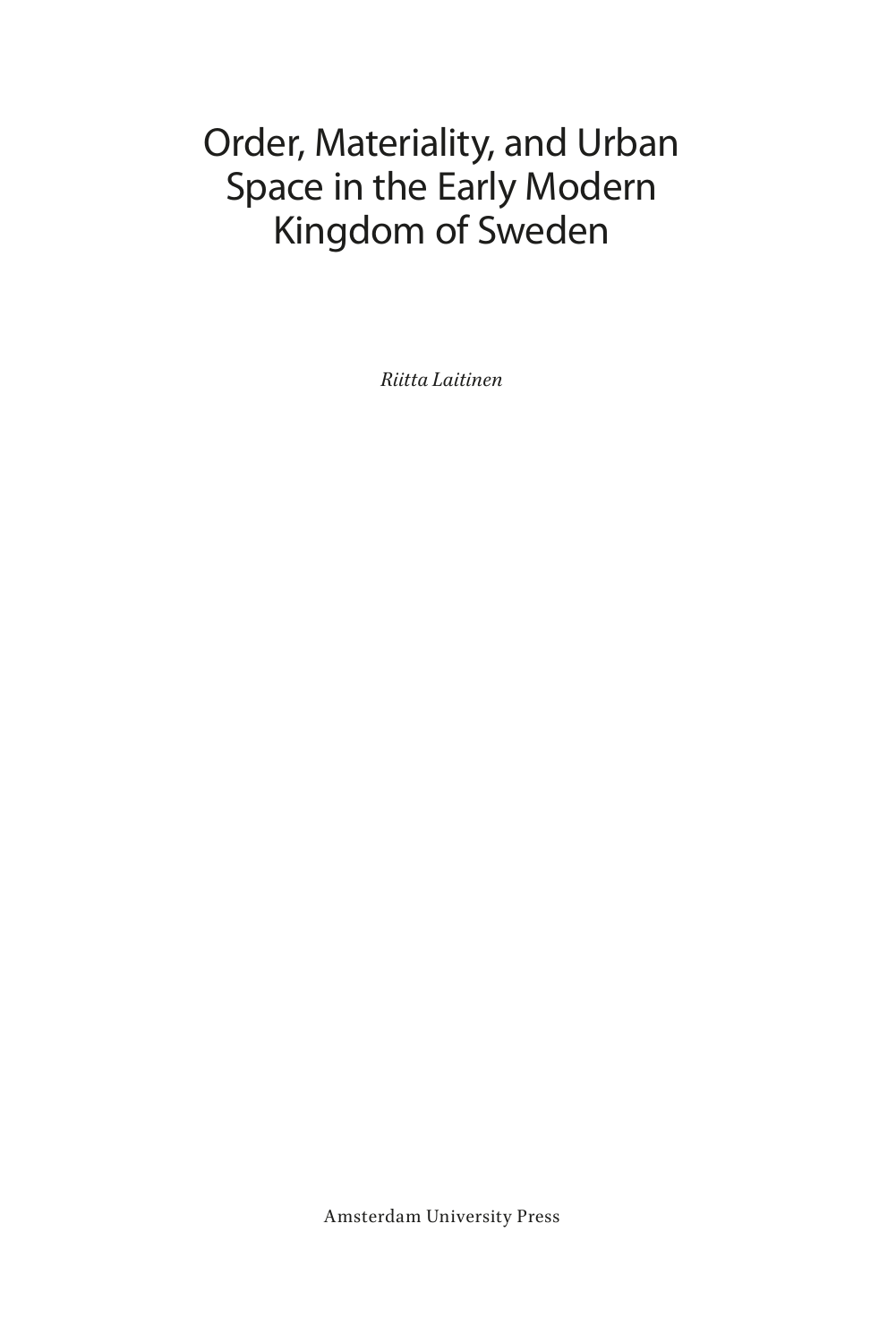# Order, Materiality, and Urban Space in the Early Modern Kingdom of Sweden

*Riitta Laitinen*

Amsterdam University Press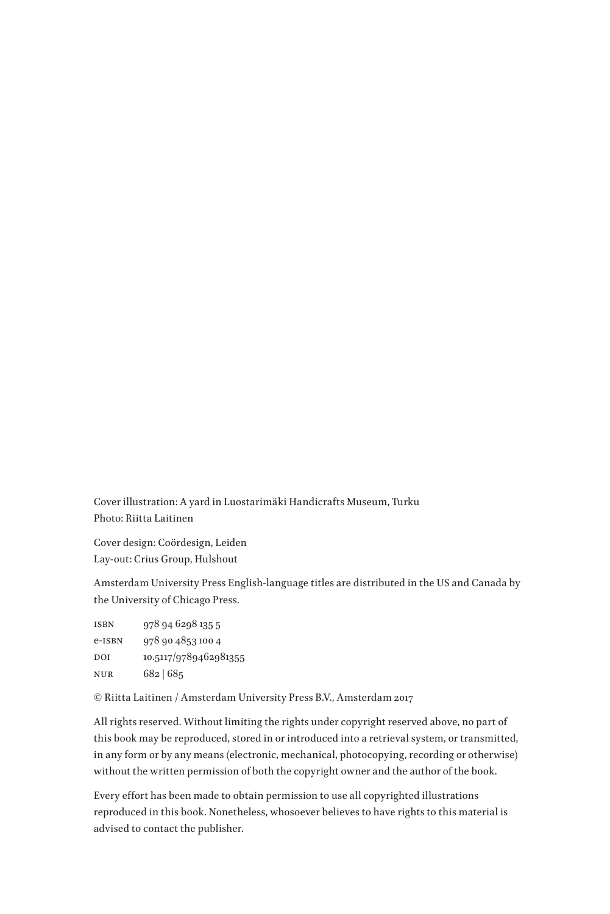Cover illustration: A yard in Luostarimäki Handicrafts Museum, Turku
Photo: Riitta Laitinen

Cover design: Coördesign, Leiden
Lay-out: Crius Group, Hulshout

Amsterdam University Press English-language titles are distributed in the US and Canada by the University of Chicago Press.

| | |
|---|---|
| ISBN | 978 94 6298 135 5 |
| e-ISBN | 978 90 4853 100 4 |
| DOI | 10.5117/9789462981355 |
| NUR | 682 \| 685 |

© Riitta Laitinen / Amsterdam University Press B.V., Amsterdam 2017

All rights reserved. Without limiting the rights under copyright reserved above, no part of this book may be reproduced, stored in or introduced into a retrieval system, or transmitted, in any form or by any means (electronic, mechanical, photocopying, recording or otherwise) without the written permission of both the copyright owner and the author of the book.

Every effort has been made to obtain permission to use all copyrighted illustrations reproduced in this book. Nonetheless, whosoever believes to have rights to this material is advised to contact the publisher.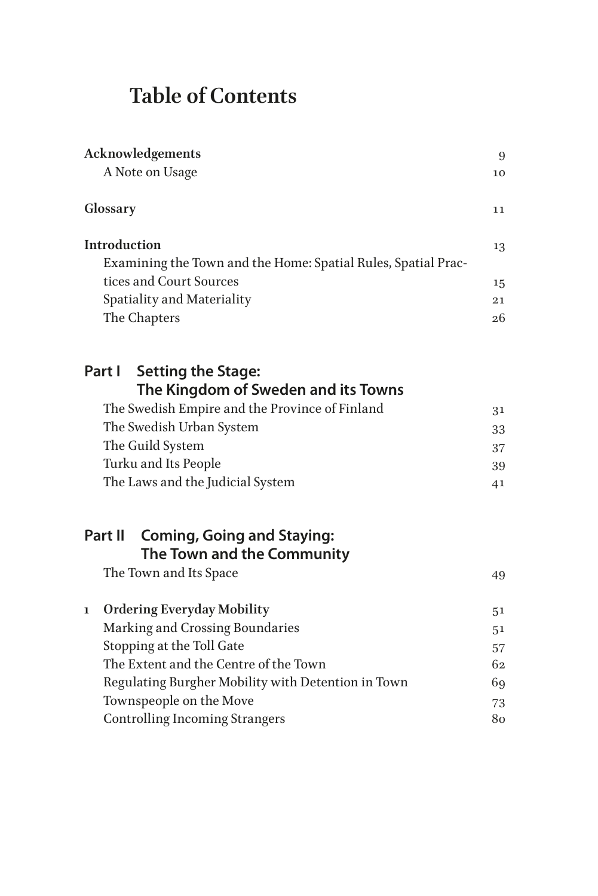# Table of Contents

| | |
|---|---|
| **Acknowledgements** | 9 |
| A Note on Usage | 10 |
| **Glossary** | 11 |
| **Introduction** | 13 |
| Examining the Town and the Home: Spatial Rules, Spatial Practices and Court Sources | 15 |
| Spatiality and Materiality | 21 |
| The Chapters | 26 |

## Part I Setting the Stage: The Kingdom of Sweden and its Towns

| | |
|---|---|
| The Swedish Empire and the Province of Finland | 31 |
| The Swedish Urban System | 33 |
| The Guild System | 37 |
| Turku and Its People | 39 |
| The Laws and the Judicial System | 41 |

## Part II Coming, Going and Staying: The Town and the Community

| | |
|---|---|
| The Town and Its Space | 49 |
| **1 Ordering Everyday Mobility** | 51 |
| Marking and Crossing Boundaries | 51 |
| Stopping at the Toll Gate | 57 |
| The Extent and the Centre of the Town | 62 |
| Regulating Burgher Mobility with Detention in Town | 69 |
| Townspeople on the Move | 73 |
| Controlling Incoming Strangers | 80 |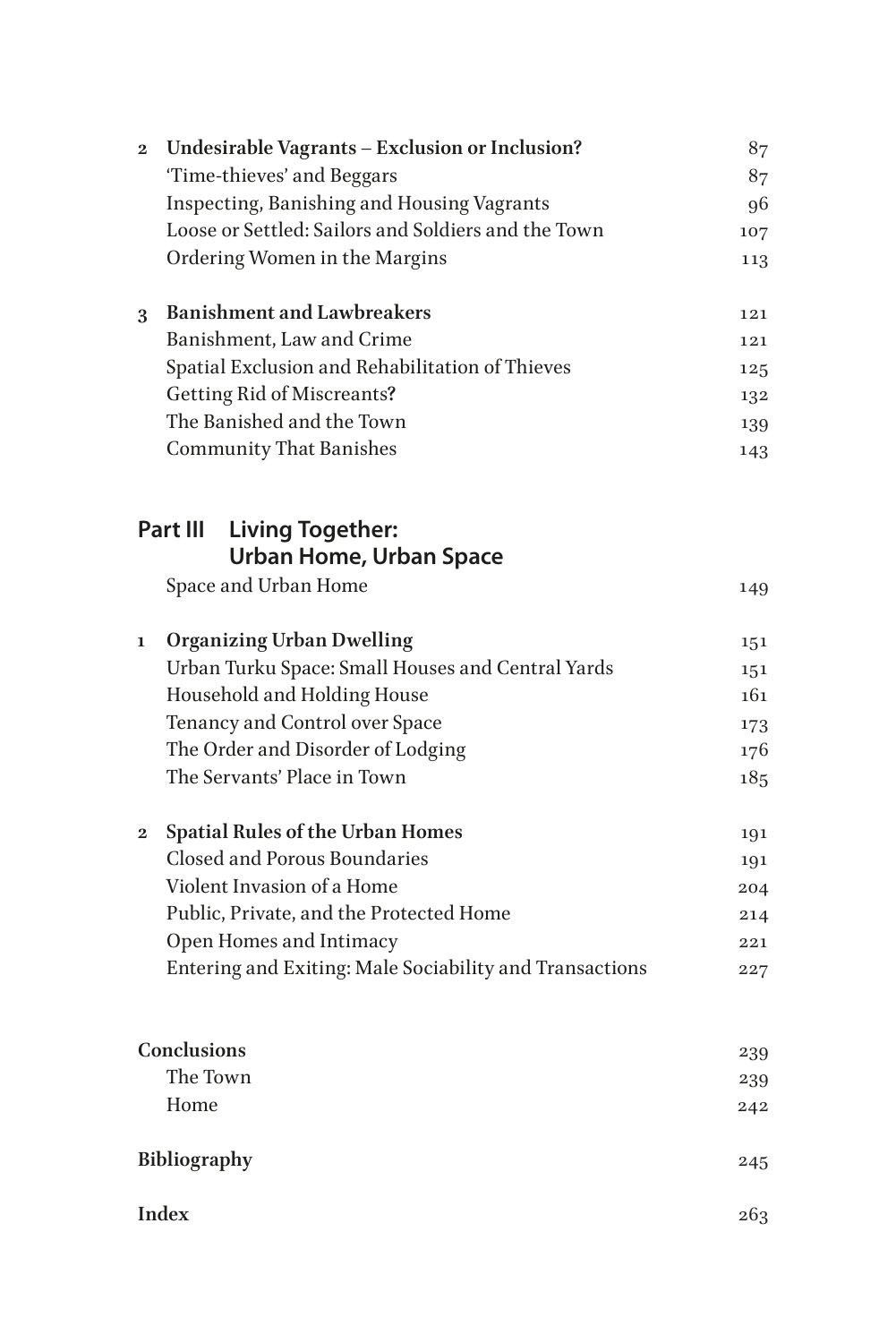**2 Undesirable Vagrants – Exclusion or Inclusion?** 87

'Time-thieves' and Beggars 87

Inspecting, Banishing and Housing Vagrants 96

Loose or Settled: Sailors and Soldiers and the Town 107

Ordering Women in the Margins 113

**3 Banishment and Lawbreakers** 121

Banishment, Law and Crime 121

Spatial Exclusion and Rehabilitation of Thieves 125

Getting Rid of Miscreants? 132

The Banished and the Town 139

Community That Banishes 143

## Part III Living Together: Urban Home, Urban Space

Space and Urban Home 149

**1 Organizing Urban Dwelling** 151

Urban Turku Space: Small Houses and Central Yards 151

Household and Holding House 161

Tenancy and Control over Space 173

The Order and Disorder of Lodging 176

The Servants' Place in Town 185

**2 Spatial Rules of the Urban Homes** 191

Closed and Porous Boundaries 191

Violent Invasion of a Home 204

Public, Private, and the Protected Home 214

Open Homes and Intimacy 221

Entering and Exiting: Male Sociability and Transactions 227

**Conclusions** 239

The Town 239

Home 242

**Bibliography** 245

**Index** 263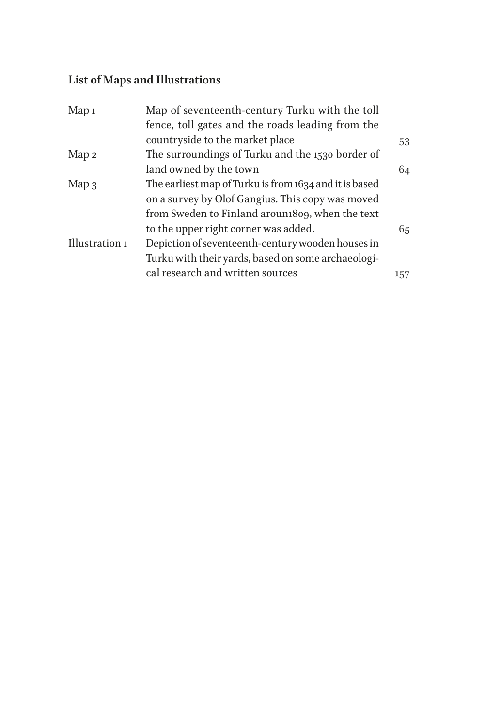## List of Maps and Illustrations

| | | |
|---|---|---|
| Map 1 | Map of seventeenth-century Turku with the toll fence, toll gates and the roads leading from the countryside to the market place | 53 |
| Map 2 | The surroundings of Turku and the 1530 border of land owned by the town | 64 |
| Map 3 | The earliest map of Turku is from 1634 and it is based on a survey by Olof Gangius. This copy was moved from Sweden to Finland aroun1809, when the text to the upper right corner was added. | 65 |
| Illustration 1 | Depiction of seventeenth-century wooden houses in Turku with their yards, based on some archaeological research and written sources | 157 |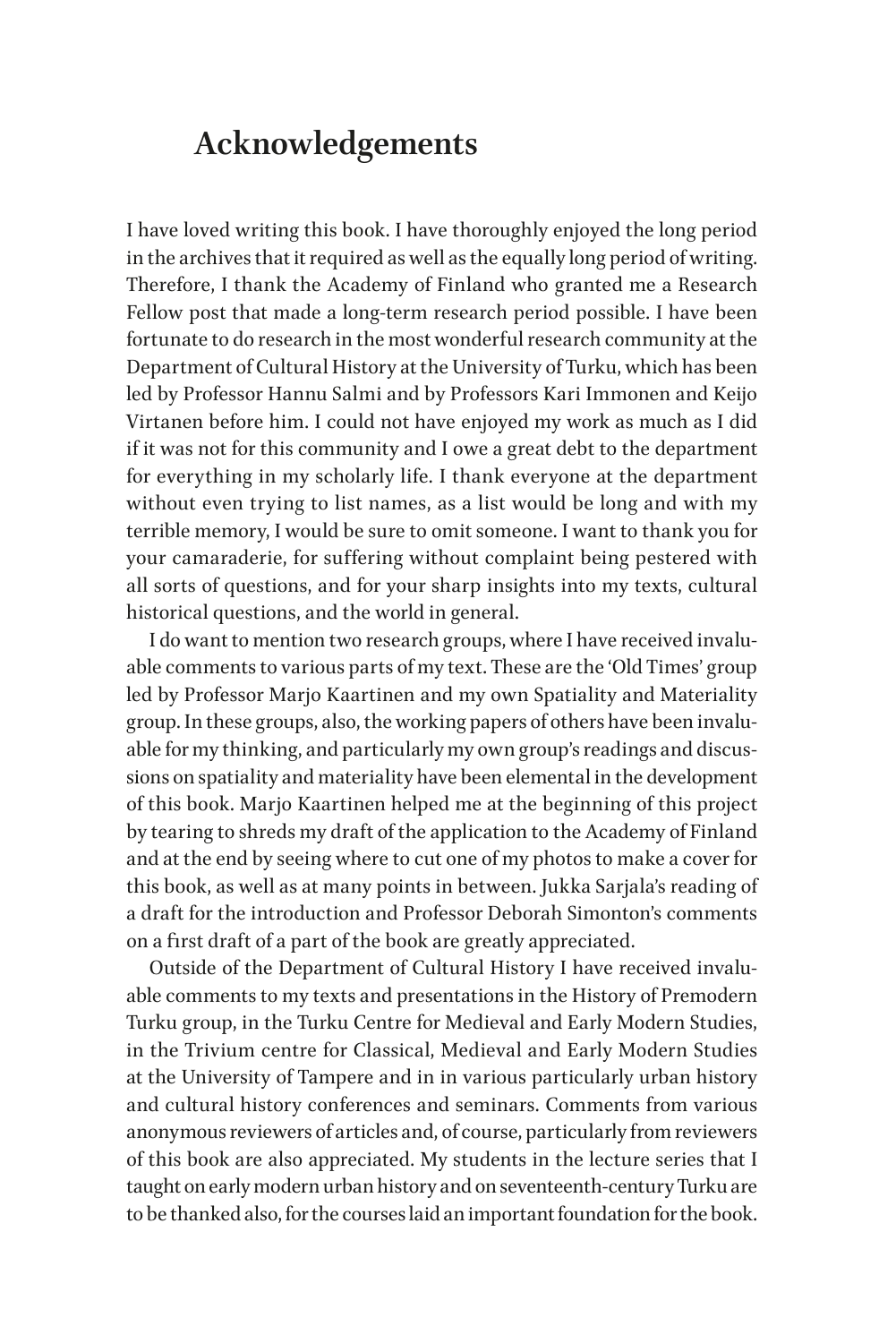# Acknowledgements

I have loved writing this book. I have thoroughly enjoyed the long period in the archives that it required as well as the equally long period of writing. Therefore, I thank the Academy of Finland who granted me a Research Fellow post that made a long-term research period possible. I have been fortunate to do research in the most wonderful research community at the Department of Cultural History at the University of Turku, which has been led by Professor Hannu Salmi and by Professors Kari Immonen and Keijo Virtanen before him. I could not have enjoyed my work as much as I did if it was not for this community and I owe a great debt to the department for everything in my scholarly life. I thank everyone at the department without even trying to list names, as a list would be long and with my terrible memory, I would be sure to omit someone. I want to thank you for your camaraderie, for suffering without complaint being pestered with all sorts of questions, and for your sharp insights into my texts, cultural historical questions, and the world in general.

I do want to mention two research groups, where I have received invaluable comments to various parts of my text. These are the 'Old Times' group led by Professor Marjo Kaartinen and my own Spatiality and Materiality group. In these groups, also, the working papers of others have been invaluable for my thinking, and particularly my own group's readings and discussions on spatiality and materiality have been elemental in the development of this book. Marjo Kaartinen helped me at the beginning of this project by tearing to shreds my draft of the application to the Academy of Finland and at the end by seeing where to cut one of my photos to make a cover for this book, as well as at many points in between. Jukka Sarjala's reading of a draft for the introduction and Professor Deborah Simonton's comments on a first draft of a part of the book are greatly appreciated.

Outside of the Department of Cultural History I have received invaluable comments to my texts and presentations in the History of Premodern Turku group, in the Turku Centre for Medieval and Early Modern Studies, in the Trivium centre for Classical, Medieval and Early Modern Studies at the University of Tampere and in in various particularly urban history and cultural history conferences and seminars. Comments from various anonymous reviewers of articles and, of course, particularly from reviewers of this book are also appreciated. My students in the lecture series that I taught on early modern urban history and on seventeenth-century Turku are to be thanked also, for the courses laid an important foundation for the book.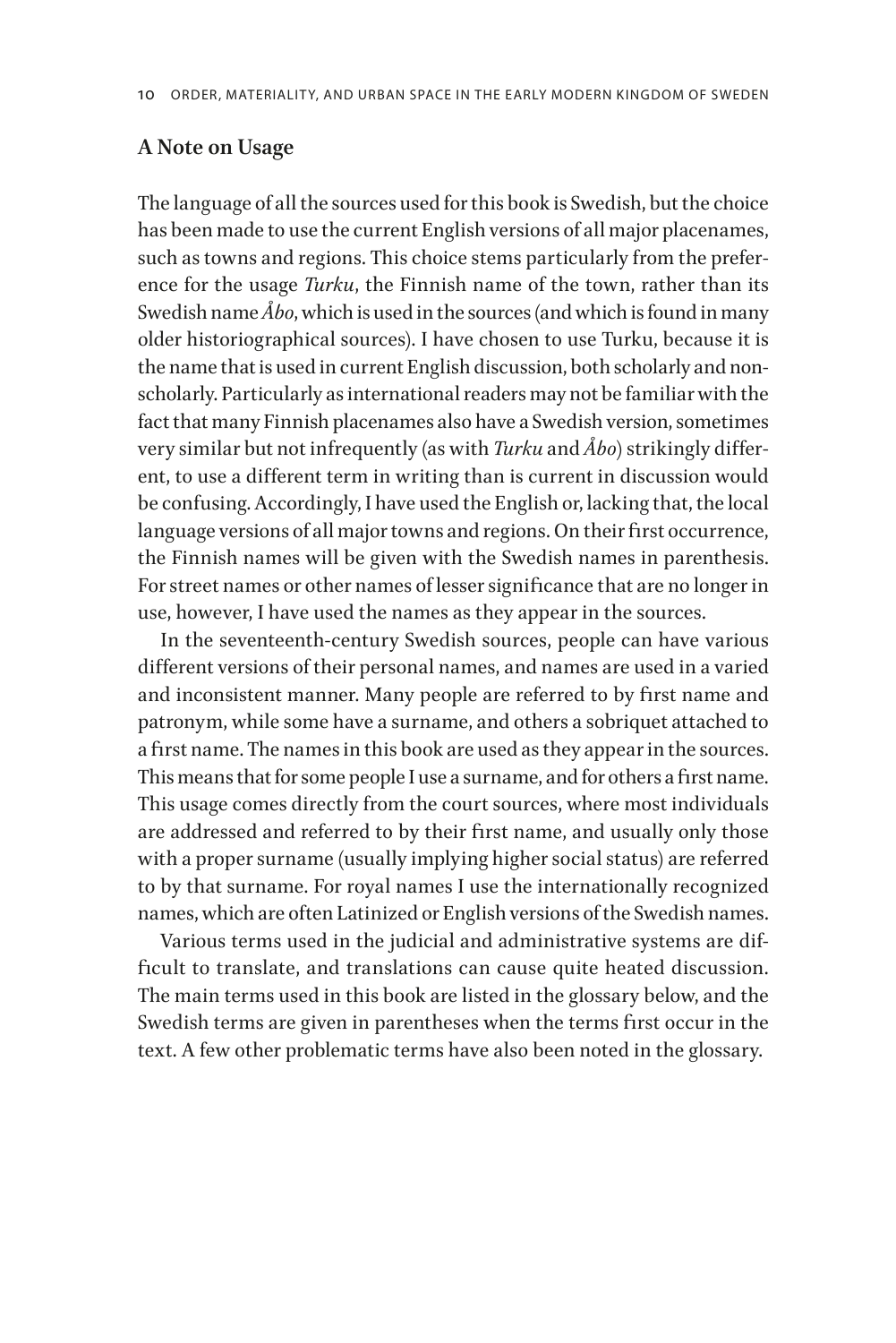## A Note on Usage

The language of all the sources used for this book is Swedish, but the choice has been made to use the current English versions of all major placenames, such as towns and regions. This choice stems particularly from the preference for the usage *Turku*, the Finnish name of the town, rather than its Swedish name *Åbo*, which is used in the sources (and which is found in many older historiographical sources). I have chosen to use Turku, because it is the name that is used in current English discussion, both scholarly and nonscholarly. Particularly as international readers may not be familiar with the fact that many Finnish placenames also have a Swedish version, sometimes very similar but not infrequently (as with *Turku* and *Åbo*) strikingly different, to use a different term in writing than is current in discussion would be confusing. Accordingly, I have used the English or, lacking that, the local language versions of all major towns and regions. On their first occurrence, the Finnish names will be given with the Swedish names in parenthesis. For street names or other names of lesser significance that are no longer in use, however, I have used the names as they appear in the sources.

In the seventeenth-century Swedish sources, people can have various different versions of their personal names, and names are used in a varied and inconsistent manner. Many people are referred to by first name and patronym, while some have a surname, and others a sobriquet attached to a first name. The names in this book are used as they appear in the sources. This means that for some people I use a surname, and for others a first name. This usage comes directly from the court sources, where most individuals are addressed and referred to by their first name, and usually only those with a proper surname (usually implying higher social status) are referred to by that surname. For royal names I use the internationally recognized names, which are often Latinized or English versions of the Swedish names.

Various terms used in the judicial and administrative systems are difficult to translate, and translations can cause quite heated discussion. The main terms used in this book are listed in the glossary below, and the Swedish terms are given in parentheses when the terms first occur in the text. A few other problematic terms have also been noted in the glossary.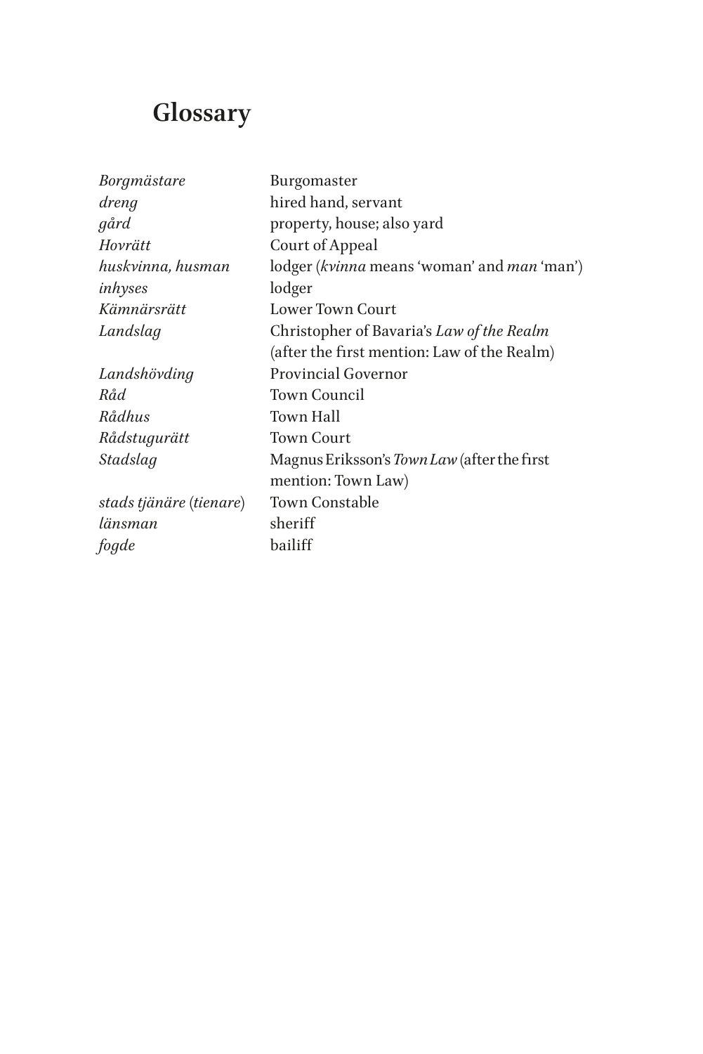# Glossary

| | |
|---|---|
| *Borgmästare* | Burgomaster |
| *dreng* | hired hand, servant |
| *gård* | property, house; also yard |
| *Hovrätt* | Court of Appeal |
| *huskvinna, husman* | lodger (*kvinna* means 'woman' and *man* 'man') |
| *inhyses* | lodger |
| *Kämnärsrätt* | Lower Town Court |
| *Landslag* | Christopher of Bavaria's *Law of the Realm* (after the first mention: Law of the Realm) |
| *Landshövding* | Provincial Governor |
| *Råd* | Town Council |
| *Rådhus* | Town Hall |
| *Rådstugurätt* | Town Court |
| *Stadslag* | Magnus Eriksson's *Town Law* (after the first mention: Town Law) |
| *stads tjänäre* (*tienare*) | Town Constable |
| *länsman* | sheriff |
| *fogde* | bailiff |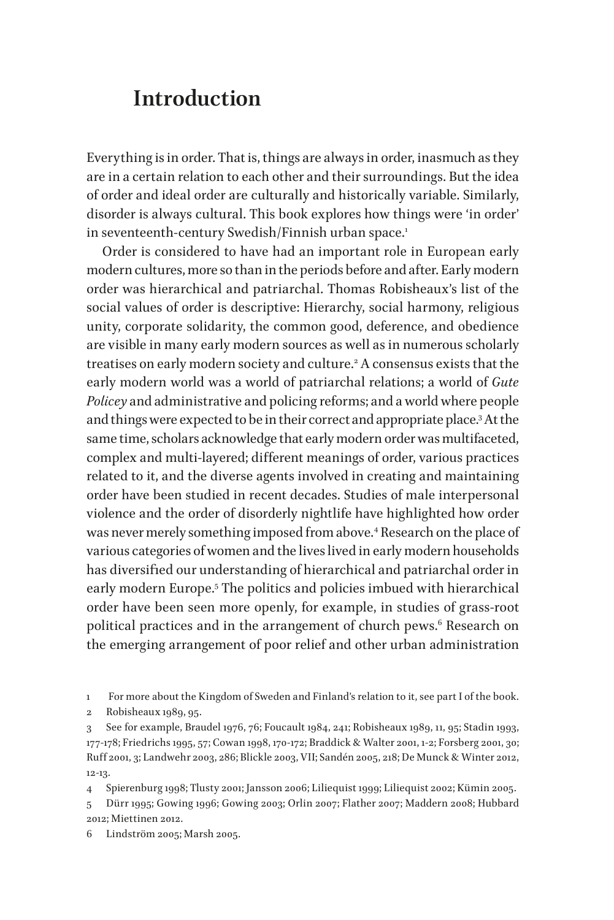# Introduction

Everything is in order. That is, things are always in order, inasmuch as they are in a certain relation to each other and their surroundings. But the idea of order and ideal order are culturally and historically variable. Similarly, disorder is always cultural. This book explores how things were 'in order' in seventeenth-century Swedish/Finnish urban space.[1]

Order is considered to have had an important role in European early modern cultures, more so than in the periods before and after. Early modern order was hierarchical and patriarchal. Thomas Robisheaux's list of the social values of order is descriptive: Hierarchy, social harmony, religious unity, corporate solidarity, the common good, deference, and obedience are visible in many early modern sources as well as in numerous scholarly treatises on early modern society and culture.[2] A consensus exists that the early modern world was a world of patriarchal relations; a world of *Gute Policey* and administrative and policing reforms; and a world where people and things were expected to be in their correct and appropriate place.[3] At the same time, scholars acknowledge that early modern order was multifaceted, complex and multi-layered; different meanings of order, various practices related to it, and the diverse agents involved in creating and maintaining order have been studied in recent decades. Studies of male interpersonal violence and the order of disorderly nightlife have highlighted how order was never merely something imposed from above.[4] Research on the place of various categories of women and the lives lived in early modern households has diversified our understanding of hierarchical and patriarchal order in early modern Europe.[5] The politics and policies imbued with hierarchical order have been seen more openly, for example, in studies of grass-root political practices and in the arrangement of church pews.[6] Research on the emerging arrangement of poor relief and other urban administration

1 For more about the Kingdom of Sweden and Finland's relation to it, see part I of the book.

2 Robisheaux 1989, 95.

3 See for example, Braudel 1976, 76; Foucault 1984, 241; Robisheaux 1989, 11, 95; Stadin 1993, 177-178; Friedrichs 1995, 57; Cowan 1998, 170-172; Braddick & Walter 2001, 1-2; Forsberg 2001, 30; Ruff 2001, 3; Landwehr 2003, 286; Blickle 2003, VII; Sandén 2005, 218; De Munck & Winter 2012, 12-13.

4 Spierenburg 1998; Tlusty 2001; Jansson 2006; Liliequist 1999; Liliequist 2002; Kümin 2005.

5 Dürr 1995; Gowing 1996; Gowing 2003; Orlin 2007; Flather 2007; Maddern 2008; Hubbard 2012; Miettinen 2012.

6 Lindström 2005; Marsh 2005.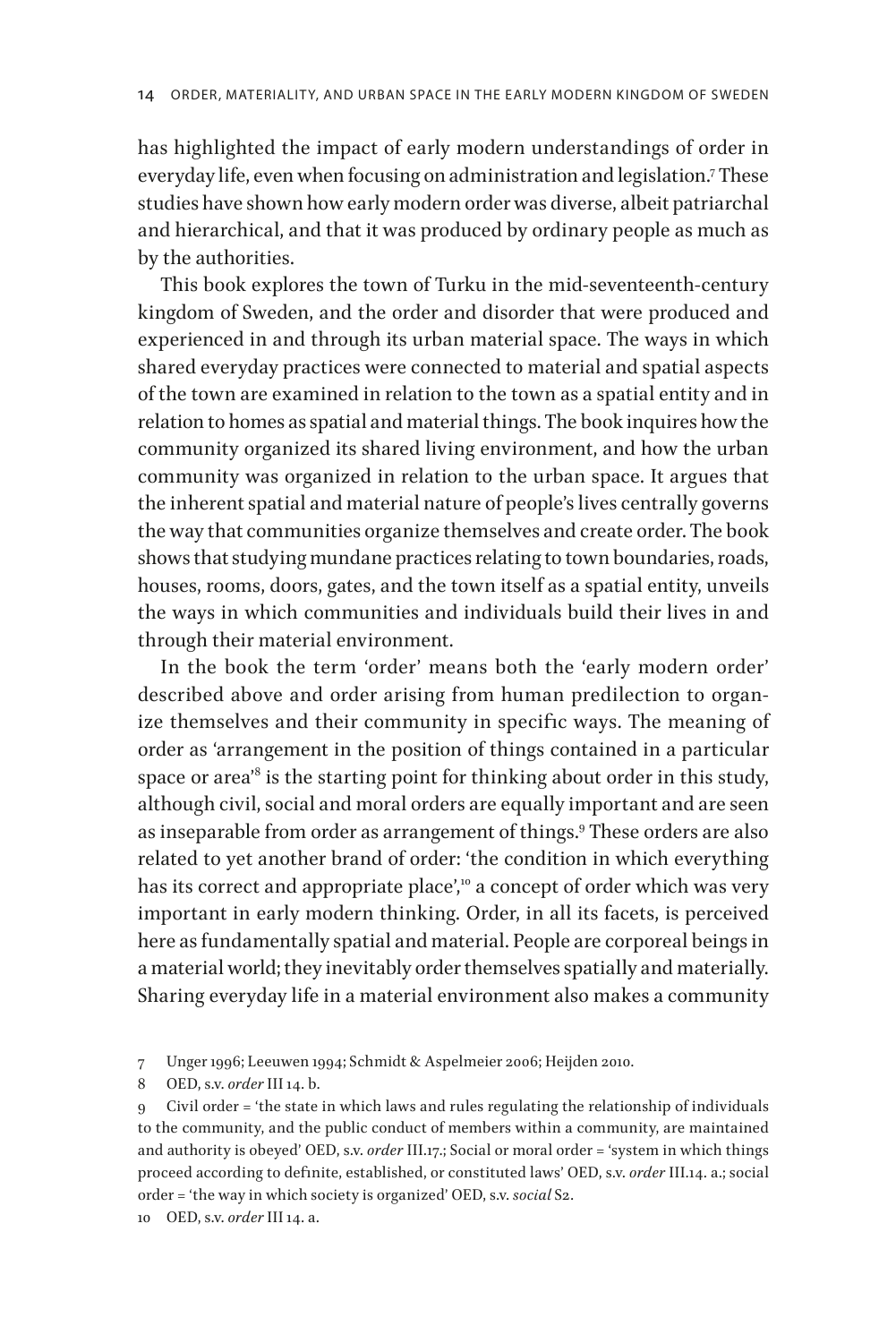has highlighted the impact of early modern understandings of order in everyday life, even when focusing on administration and legislation.[7] These studies have shown how early modern order was diverse, albeit patriarchal and hierarchical, and that it was produced by ordinary people as much as by the authorities.

This book explores the town of Turku in the mid-seventeenth-century kingdom of Sweden, and the order and disorder that were produced and experienced in and through its urban material space. The ways in which shared everyday practices were connected to material and spatial aspects of the town are examined in relation to the town as a spatial entity and in relation to homes as spatial and material things. The book inquires how the community organized its shared living environment, and how the urban community was organized in relation to the urban space. It argues that the inherent spatial and material nature of people's lives centrally governs the way that communities organize themselves and create order. The book shows that studying mundane practices relating to town boundaries, roads, houses, rooms, doors, gates, and the town itself as a spatial entity, unveils the ways in which communities and individuals build their lives in and through their material environment.

In the book the term 'order' means both the 'early modern order' described above and order arising from human predilection to organize themselves and their community in specific ways. The meaning of order as 'arrangement in the position of things contained in a particular space or area'[8] is the starting point for thinking about order in this study, although civil, social and moral orders are equally important and are seen as inseparable from order as arrangement of things.[9] These orders are also related to yet another brand of order: 'the condition in which everything has its correct and appropriate place',[10] a concept of order which was very important in early modern thinking. Order, in all its facets, is perceived here as fundamentally spatial and material. People are corporeal beings in a material world; they inevitably order themselves spatially and materially. Sharing everyday life in a material environment also makes a community

7 Unger 1996; Leeuwen 1994; Schmidt & Aspelmeier 2006; Heijden 2010.

8 OED, s.v. *order* III 14. b.

9 Civil order = 'the state in which laws and rules regulating the relationship of individuals to the community, and the public conduct of members within a community, are maintained and authority is obeyed' OED, s.v. *order* III.17.; Social or moral order = 'system in which things proceed according to definite, established, or constituted laws' OED, s.v. *order* III.14. a.; social order = 'the way in which society is organized' OED, s.v. *social* S2.

10 OED, s.v. *order* III 14. a.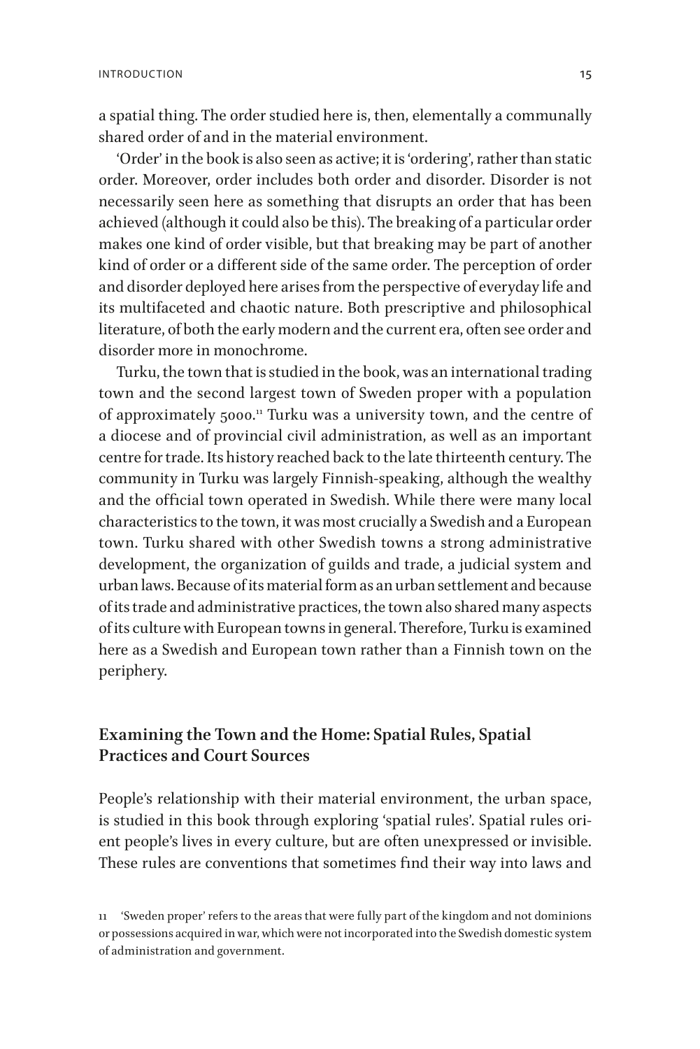a spatial thing. The order studied here is, then, elementally a communally shared order of and in the material environment.

'Order' in the book is also seen as active; it is 'ordering', rather than static order. Moreover, order includes both order and disorder. Disorder is not necessarily seen here as something that disrupts an order that has been achieved (although it could also be this). The breaking of a particular order makes one kind of order visible, but that breaking may be part of another kind of order or a different side of the same order. The perception of order and disorder deployed here arises from the perspective of everyday life and its multifaceted and chaotic nature. Both prescriptive and philosophical literature, of both the early modern and the current era, often see order and disorder more in monochrome.

Turku, the town that is studied in the book, was an international trading town and the second largest town of Sweden proper with a population of approximately 5000.[11] Turku was a university town, and the centre of a diocese and of provincial civil administration, as well as an important centre for trade. Its history reached back to the late thirteenth century. The community in Turku was largely Finnish-speaking, although the wealthy and the official town operated in Swedish. While there were many local characteristics to the town, it was most crucially a Swedish and a European town. Turku shared with other Swedish towns a strong administrative development, the organization of guilds and trade, a judicial system and urban laws. Because of its material form as an urban settlement and because of its trade and administrative practices, the town also shared many aspects of its culture with European towns in general. Therefore, Turku is examined here as a Swedish and European town rather than a Finnish town on the periphery.

## Examining the Town and the Home: Spatial Rules, Spatial Practices and Court Sources

People's relationship with their material environment, the urban space, is studied in this book through exploring 'spatial rules'. Spatial rules orient people's lives in every culture, but are often unexpressed or invisible. These rules are conventions that sometimes find their way into laws and

11 'Sweden proper' refers to the areas that were fully part of the kingdom and not dominions or possessions acquired in war, which were not incorporated into the Swedish domestic system of administration and government.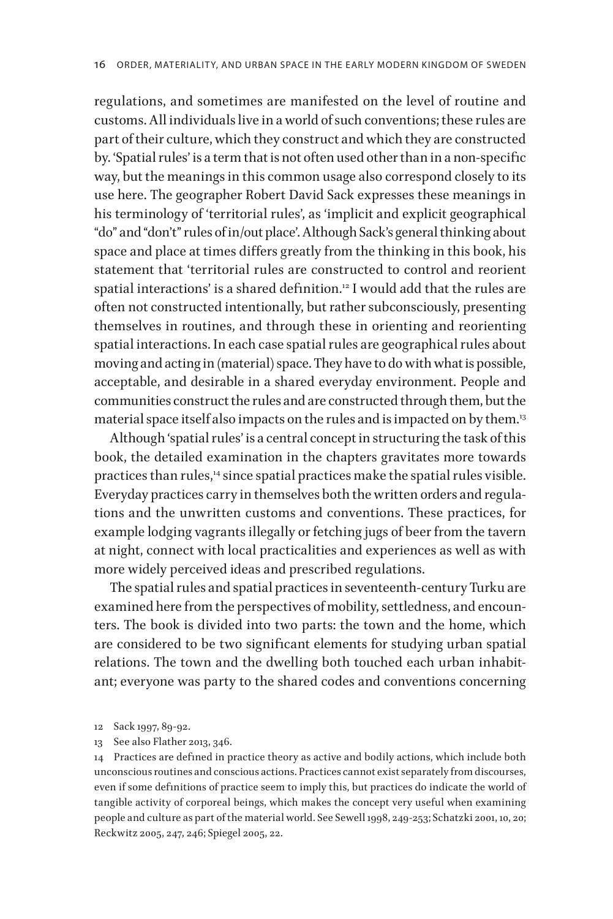regulations, and sometimes are manifested on the level of routine and customs. All individuals live in a world of such conventions; these rules are part of their culture, which they construct and which they are constructed by. 'Spatial rules' is a term that is not often used other than in a non-specific way, but the meanings in this common usage also correspond closely to its use here. The geographer Robert David Sack expresses these meanings in his terminology of 'territorial rules', as 'implicit and explicit geographical "do" and "don't" rules of in/out place'. Although Sack's general thinking about space and place at times differs greatly from the thinking in this book, his statement that 'territorial rules are constructed to control and reorient spatial interactions' is a shared definition.[12] I would add that the rules are often not constructed intentionally, but rather subconsciously, presenting themselves in routines, and through these in orienting and reorienting spatial interactions. In each case spatial rules are geographical rules about moving and acting in (material) space. They have to do with what is possible, acceptable, and desirable in a shared everyday environment. People and communities construct the rules and are constructed through them, but the material space itself also impacts on the rules and is impacted on by them.[13]

Although 'spatial rules' is a central concept in structuring the task of this book, the detailed examination in the chapters gravitates more towards practices than rules,[14] since spatial practices make the spatial rules visible. Everyday practices carry in themselves both the written orders and regulations and the unwritten customs and conventions. These practices, for example lodging vagrants illegally or fetching jugs of beer from the tavern at night, connect with local practicalities and experiences as well as with more widely perceived ideas and prescribed regulations.

The spatial rules and spatial practices in seventeenth-century Turku are examined here from the perspectives of mobility, settledness, and encounters. The book is divided into two parts: the town and the home, which are considered to be two significant elements for studying urban spatial relations. The town and the dwelling both touched each urban inhabitant; everyone was party to the shared codes and conventions concerning

12 Sack 1997, 89-92.

13 See also Flather 2013, 346.

14 Practices are defined in practice theory as active and bodily actions, which include both unconscious routines and conscious actions. Practices cannot exist separately from discourses, even if some definitions of practice seem to imply this, but practices do indicate the world of tangible activity of corporeal beings, which makes the concept very useful when examining people and culture as part of the material world. See Sewell 1998, 249-253; Schatzki 2001, 10, 20; Reckwitz 2005, 247, 246; Spiegel 2005, 22.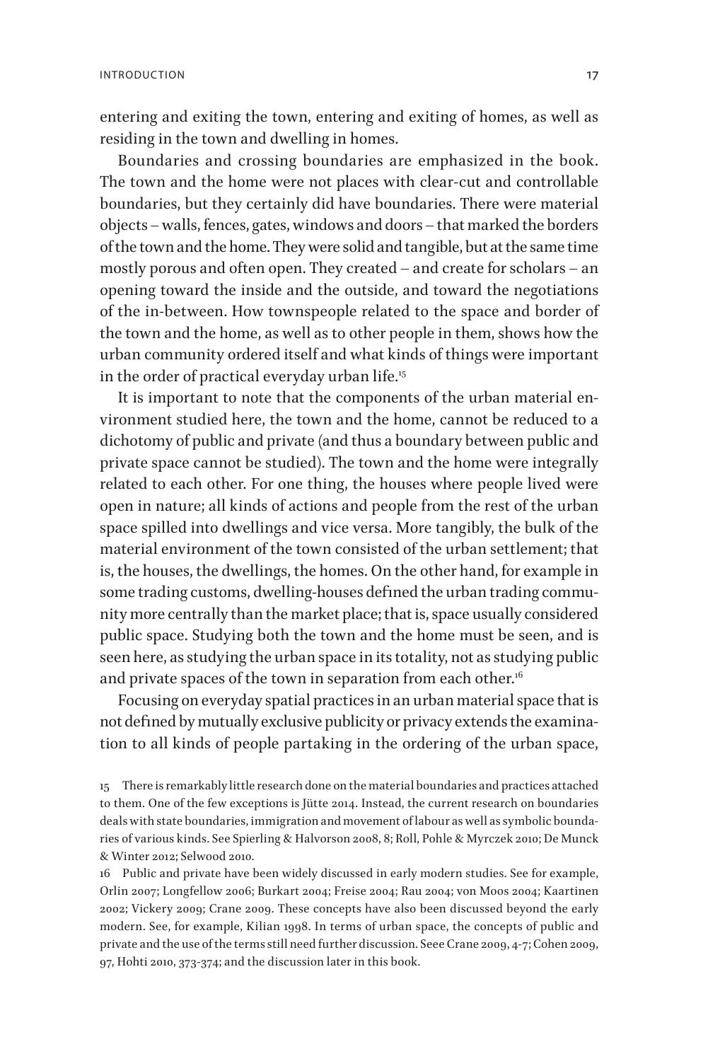entering and exiting the town, entering and exiting of homes, as well as residing in the town and dwelling in homes.

Boundaries and crossing boundaries are emphasized in the book. The town and the home were not places with clear-cut and controllable boundaries, but they certainly did have boundaries. There were material objects – walls, fences, gates, windows and doors – that marked the borders of the town and the home. They were solid and tangible, but at the same time mostly porous and often open. They created – and create for scholars – an opening toward the inside and the outside, and toward the negotiations of the in-between. How townspeople related to the space and border of the town and the home, as well as to other people in them, shows how the urban community ordered itself and what kinds of things were important in the order of practical everyday urban life.[15]

It is important to note that the components of the urban material environment studied here, the town and the home, cannot be reduced to a dichotomy of public and private (and thus a boundary between public and private space cannot be studied). The town and the home were integrally related to each other. For one thing, the houses where people lived were open in nature; all kinds of actions and people from the rest of the urban space spilled into dwellings and vice versa. More tangibly, the bulk of the material environment of the town consisted of the urban settlement; that is, the houses, the dwellings, the homes. On the other hand, for example in some trading customs, dwelling-houses defined the urban trading community more centrally than the market place; that is, space usually considered public space. Studying both the town and the home must be seen, and is seen here, as studying the urban space in its totality, not as studying public and private spaces of the town in separation from each other.[16]

Focusing on everyday spatial practices in an urban material space that is not defined by mutually exclusive publicity or privacy extends the examination to all kinds of people partaking in the ordering of the urban space,

15 There is remarkably little research done on the material boundaries and practices attached to them. One of the few exceptions is Jütte 2014. Instead, the current research on boundaries deals with state boundaries, immigration and movement of labour as well as symbolic boundaries of various kinds. See Spierling & Halvorson 2008, 8; Roll, Pohle & Myrczek 2010; De Munck & Winter 2012; Selwood 2010.

16 Public and private have been widely discussed in early modern studies. See for example, Orlin 2007; Longfellow 2006; Burkart 2004; Freise 2004; Rau 2004; von Moos 2004; Kaartinen 2002; Vickery 2009; Crane 2009. These concepts have also been discussed beyond the early modern. See, for example, Kilian 1998. In terms of urban space, the concepts of public and private and the use of the terms still need further discussion. Seee Crane 2009, 4-7; Cohen 2009, 97, Hohti 2010, 373-374; and the discussion later in this book.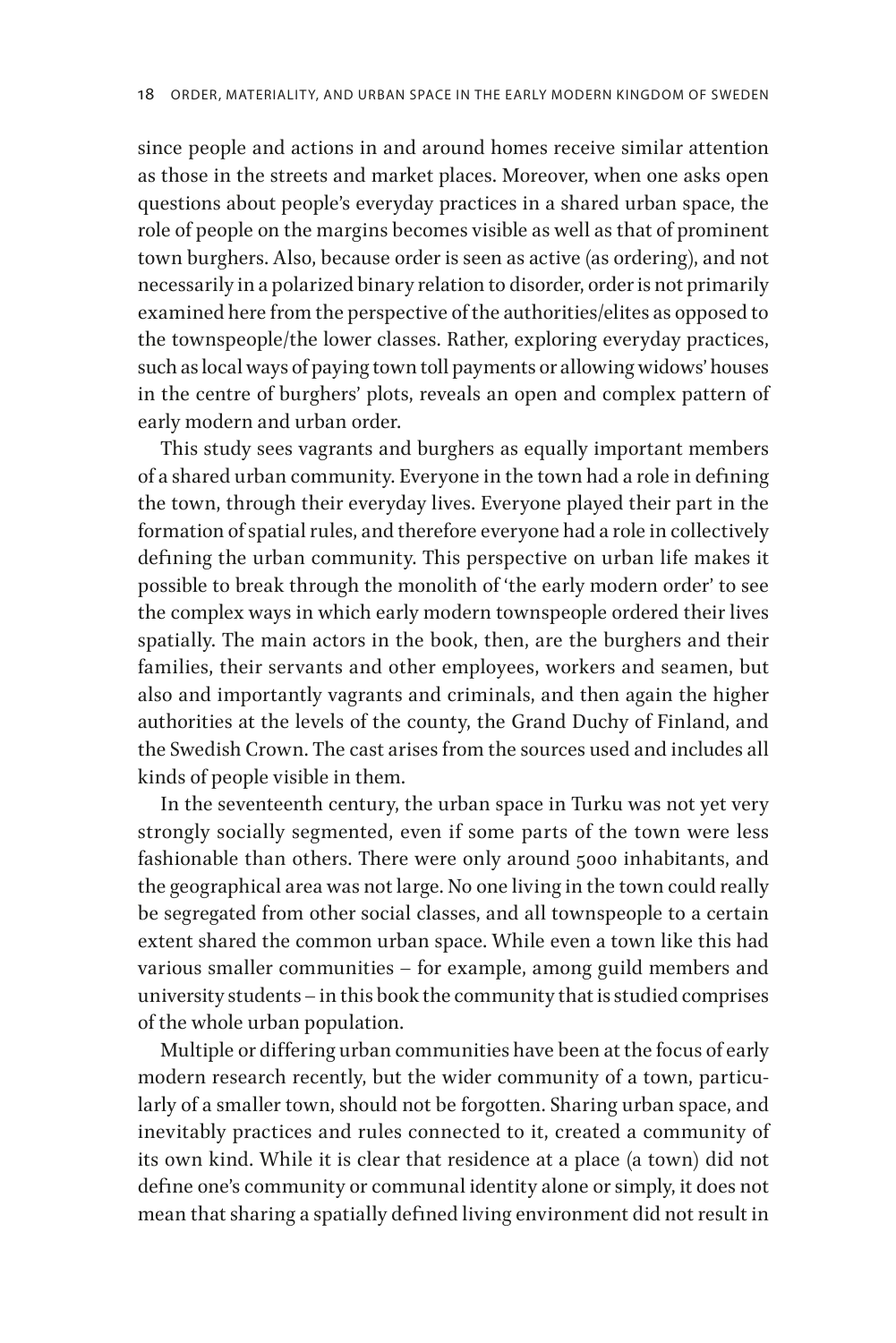since people and actions in and around homes receive similar attention as those in the streets and market places. Moreover, when one asks open questions about people's everyday practices in a shared urban space, the role of people on the margins becomes visible as well as that of prominent town burghers. Also, because order is seen as active (as ordering), and not necessarily in a polarized binary relation to disorder, order is not primarily examined here from the perspective of the authorities/elites as opposed to the townspeople/the lower classes. Rather, exploring everyday practices, such as local ways of paying town toll payments or allowing widows' houses in the centre of burghers' plots, reveals an open and complex pattern of early modern and urban order.

This study sees vagrants and burghers as equally important members of a shared urban community. Everyone in the town had a role in defining the town, through their everyday lives. Everyone played their part in the formation of spatial rules, and therefore everyone had a role in collectively defining the urban community. This perspective on urban life makes it possible to break through the monolith of 'the early modern order' to see the complex ways in which early modern townspeople ordered their lives spatially. The main actors in the book, then, are the burghers and their families, their servants and other employees, workers and seamen, but also and importantly vagrants and criminals, and then again the higher authorities at the levels of the county, the Grand Duchy of Finland, and the Swedish Crown. The cast arises from the sources used and includes all kinds of people visible in them.

In the seventeenth century, the urban space in Turku was not yet very strongly socially segmented, even if some parts of the town were less fashionable than others. There were only around 5000 inhabitants, and the geographical area was not large. No one living in the town could really be segregated from other social classes, and all townspeople to a certain extent shared the common urban space. While even a town like this had various smaller communities – for example, among guild members and university students – in this book the community that is studied comprises of the whole urban population.

Multiple or differing urban communities have been at the focus of early modern research recently, but the wider community of a town, particularly of a smaller town, should not be forgotten. Sharing urban space, and inevitably practices and rules connected to it, created a community of its own kind. While it is clear that residence at a place (a town) did not define one's community or communal identity alone or simply, it does not mean that sharing a spatially defined living environment did not result in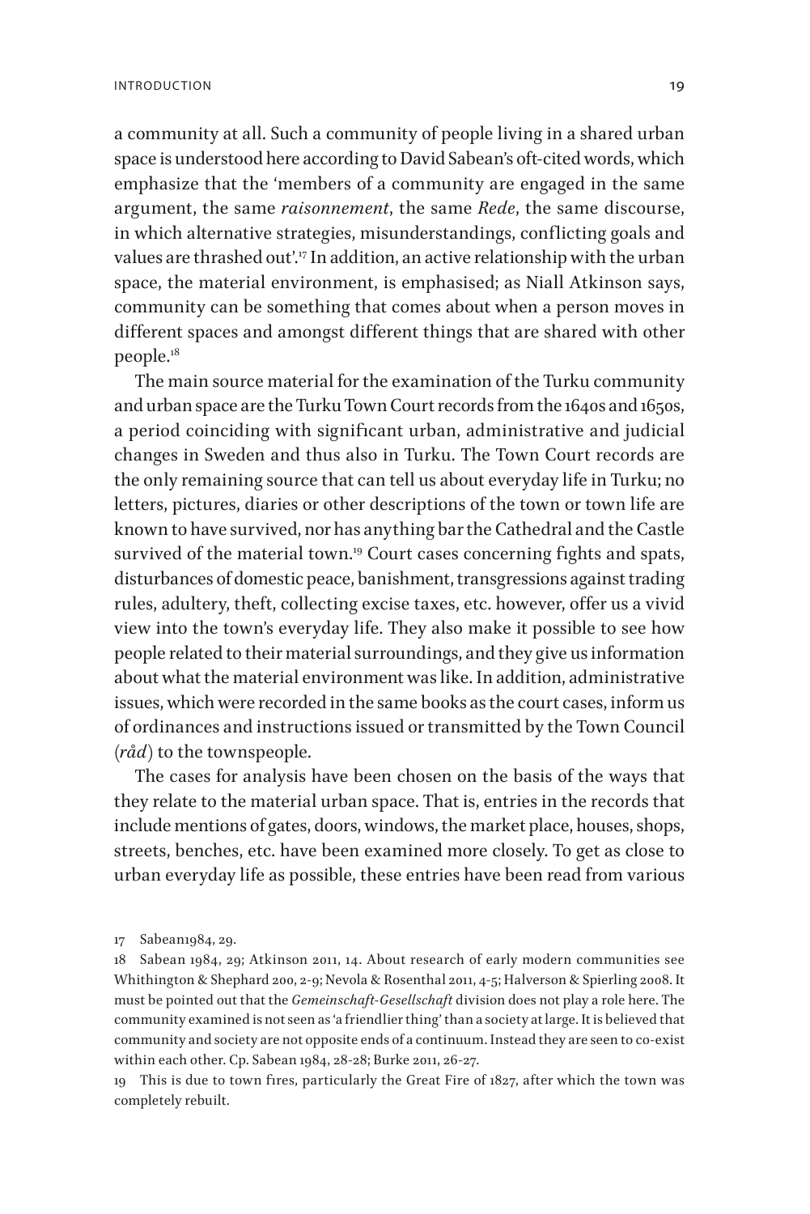a community at all. Such a community of people living in a shared urban space is understood here according to David Sabean's oft-cited words, which emphasize that the 'members of a community are engaged in the same argument, the same *raisonnement*, the same *Rede*, the same discourse, in which alternative strategies, misunderstandings, conflicting goals and values are thrashed out'.[17] In addition, an active relationship with the urban space, the material environment, is emphasised; as Niall Atkinson says, community can be something that comes about when a person moves in different spaces and amongst different things that are shared with other people.[18]

The main source material for the examination of the Turku community and urban space are the Turku Town Court records from the 1640s and 1650s, a period coinciding with significant urban, administrative and judicial changes in Sweden and thus also in Turku. The Town Court records are the only remaining source that can tell us about everyday life in Turku; no letters, pictures, diaries or other descriptions of the town or town life are known to have survived, nor has anything bar the Cathedral and the Castle survived of the material town.[19] Court cases concerning fights and spats, disturbances of domestic peace, banishment, transgressions against trading rules, adultery, theft, collecting excise taxes, etc. however, offer us a vivid view into the town's everyday life. They also make it possible to see how people related to their material surroundings, and they give us information about what the material environment was like. In addition, administrative issues, which were recorded in the same books as the court cases, inform us of ordinances and instructions issued or transmitted by the Town Council (*råd*) to the townspeople.

The cases for analysis have been chosen on the basis of the ways that they relate to the material urban space. That is, entries in the records that include mentions of gates, doors, windows, the market place, houses, shops, streets, benches, etc. have been examined more closely. To get as close to urban everyday life as possible, these entries have been read from various

17 Sabean1984, 29.

18 Sabean 1984, 29; Atkinson 2011, 14. About research of early modern communities see Whithington & Shephard 200, 2-9; Nevola & Rosenthal 2011, 4-5; Halverson & Spierling 2008. It must be pointed out that the *Gemeinschaft-Gesellschaft* division does not play a role here. The community examined is not seen as 'a friendlier thing' than a society at large. It is believed that community and society are not opposite ends of a continuum. Instead they are seen to co-exist within each other. Cp. Sabean 1984, 28-28; Burke 2011, 26-27.

19 This is due to town fires, particularly the Great Fire of 1827, after which the town was completely rebuilt.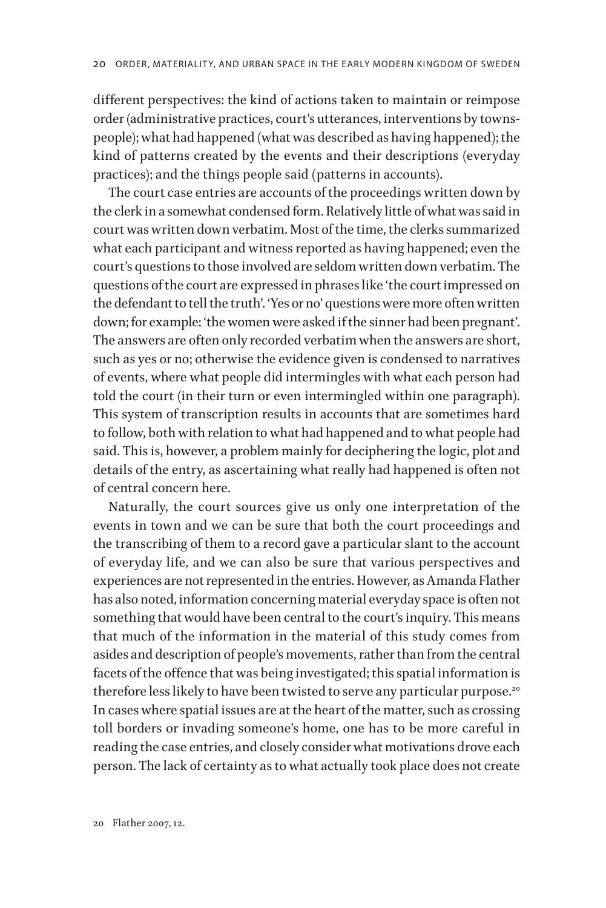different perspectives: the kind of actions taken to maintain or reimpose order (administrative practices, court's utterances, interventions by townspeople); what had happened (what was described as having happened); the kind of patterns created by the events and their descriptions (everyday practices); and the things people said (patterns in accounts).

The court case entries are accounts of the proceedings written down by the clerk in a somewhat condensed form. Relatively little of what was said in court was written down verbatim. Most of the time, the clerks summarized what each participant and witness reported as having happened; even the court's questions to those involved are seldom written down verbatim. The questions of the court are expressed in phrases like 'the court impressed on the defendant to tell the truth'. 'Yes or no' questions were more often written down; for example: 'the women were asked if the sinner had been pregnant'. The answers are often only recorded verbatim when the answers are short, such as yes or no; otherwise the evidence given is condensed to narratives of events, where what people did intermingles with what each person had told the court (in their turn or even intermingled within one paragraph). This system of transcription results in accounts that are sometimes hard to follow, both with relation to what had happened and to what people had said. This is, however, a problem mainly for deciphering the logic, plot and details of the entry, as ascertaining what really had happened is often not of central concern here.

Naturally, the court sources give us only one interpretation of the events in town and we can be sure that both the court proceedings and the transcribing of them to a record gave a particular slant to the account of everyday life, and we can also be sure that various perspectives and experiences are not represented in the entries. However, as Amanda Flather has also noted, information concerning material everyday space is often not something that would have been central to the court's inquiry. This means that much of the information in the material of this study comes from asides and description of people's movements, rather than from the central facets of the offence that was being investigated; this spatial information is therefore less likely to have been twisted to serve any particular purpose.[20] In cases where spatial issues are at the heart of the matter, such as crossing toll borders or invading someone's home, one has to be more careful in reading the case entries, and closely consider what motivations drove each person. The lack of certainty as to what actually took place does not create

20 Flather 2007, 12.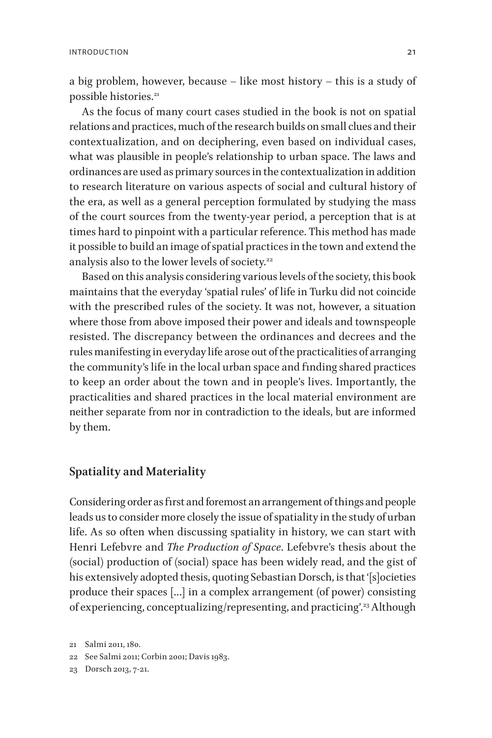a big problem, however, because – like most history – this is a study of possible histories.[21]

As the focus of many court cases studied in the book is not on spatial relations and practices, much of the research builds on small clues and their contextualization, and on deciphering, even based on individual cases, what was plausible in people's relationship to urban space. The laws and ordinances are used as primary sources in the contextualization in addition to research literature on various aspects of social and cultural history of the era, as well as a general perception formulated by studying the mass of the court sources from the twenty-year period, a perception that is at times hard to pinpoint with a particular reference. This method has made it possible to build an image of spatial practices in the town and extend the analysis also to the lower levels of society.[22]

Based on this analysis considering various levels of the society, this book maintains that the everyday 'spatial rules' of life in Turku did not coincide with the prescribed rules of the society. It was not, however, a situation where those from above imposed their power and ideals and townspeople resisted. The discrepancy between the ordinances and decrees and the rules manifesting in everyday life arose out of the practicalities of arranging the community's life in the local urban space and finding shared practices to keep an order about the town and in people's lives. Importantly, the practicalities and shared practices in the local material environment are neither separate from nor in contradiction to the ideals, but are informed by them.

## Spatiality and Materiality

Considering order as first and foremost an arrangement of things and people leads us to consider more closely the issue of spatiality in the study of urban life. As so often when discussing spatiality in history, we can start with Henri Lefebvre and *The Production of Space*. Lefebvre's thesis about the (social) production of (social) space has been widely read, and the gist of his extensively adopted thesis, quoting Sebastian Dorsch, is that '[s]ocieties produce their spaces […] in a complex arrangement (of power) consisting of experiencing, conceptualizing/representing, and practicing'.[23] Although

21 Salmi 2011, 180.

22 See Salmi 2011; Corbin 2001; Davis 1983.

23 Dorsch 2013, 7-21.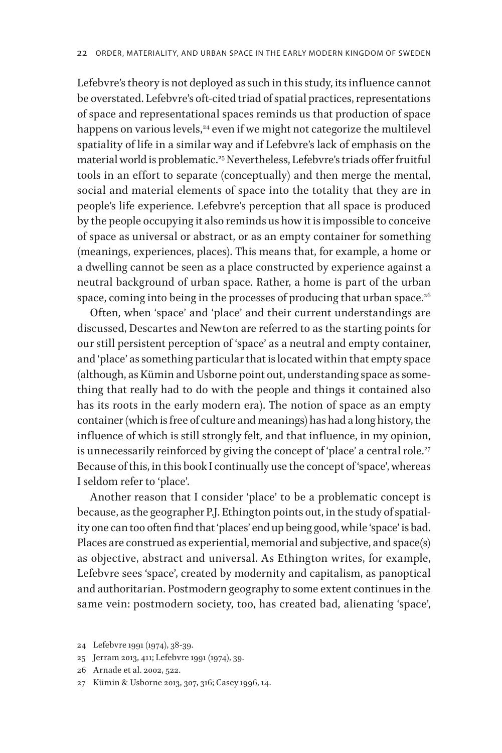Lefebvre's theory is not deployed as such in this study, its influence cannot be overstated. Lefebvre's oft-cited triad of spatial practices, representations of space and representational spaces reminds us that production of space happens on various levels,[24] even if we might not categorize the multilevel spatiality of life in a similar way and if Lefebvre's lack of emphasis on the material world is problematic.[25] Nevertheless, Lefebvre's triads offer fruitful tools in an effort to separate (conceptually) and then merge the mental, social and material elements of space into the totality that they are in people's life experience. Lefebvre's perception that all space is produced by the people occupying it also reminds us how it is impossible to conceive of space as universal or abstract, or as an empty container for something (meanings, experiences, places). This means that, for example, a home or a dwelling cannot be seen as a place constructed by experience against a neutral background of urban space. Rather, a home is part of the urban space, coming into being in the processes of producing that urban space.[26]

Often, when 'space' and 'place' and their current understandings are discussed, Descartes and Newton are referred to as the starting points for our still persistent perception of 'space' as a neutral and empty container, and 'place' as something particular that is located within that empty space (although, as Kümin and Usborne point out, understanding space as something that really had to do with the people and things it contained also has its roots in the early modern era). The notion of space as an empty container (which is free of culture and meanings) has had a long history, the influence of which is still strongly felt, and that influence, in my opinion, is unnecessarily reinforced by giving the concept of 'place' a central role.[27] Because of this, in this book I continually use the concept of 'space', whereas I seldom refer to 'place'.

Another reason that I consider 'place' to be a problematic concept is because, as the geographer P.J. Ethington points out, in the study of spatiality one can too often find that 'places' end up being good, while 'space' is bad. Places are construed as experiential, memorial and subjective, and space(s) as objective, abstract and universal. As Ethington writes, for example, Lefebvre sees 'space', created by modernity and capitalism, as panoptical and authoritarian. Postmodern geography to some extent continues in the same vein: postmodern society, too, has created bad, alienating 'space',

24 Lefebvre 1991 (1974), 38-39.

25 Jerram 2013, 411; Lefebvre 1991 (1974), 39.

26 Arnade et al. 2002, 522.

27 Kümin & Usborne 2013, 307, 316; Casey 1996, 14.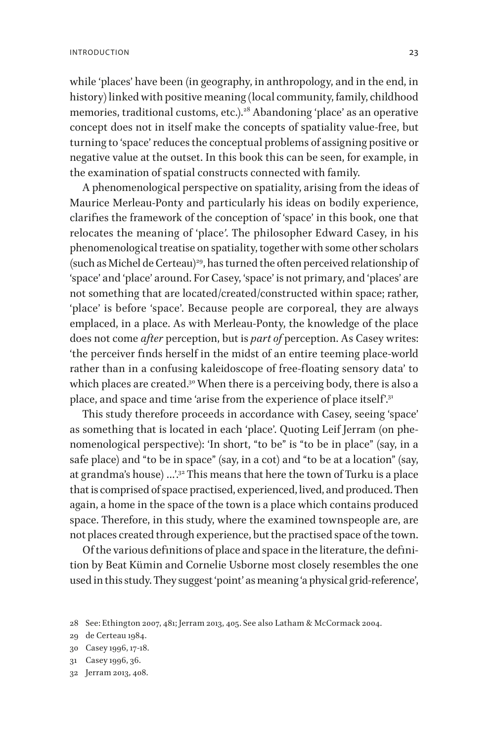while 'places' have been (in geography, in anthropology, and in the end, in history) linked with positive meaning (local community, family, childhood memories, traditional customs, etc.).[28] Abandoning 'place' as an operative concept does not in itself make the concepts of spatiality value-free, but turning to 'space' reduces the conceptual problems of assigning positive or negative value at the outset. In this book this can be seen, for example, in the examination of spatial constructs connected with family.

A phenomenological perspective on spatiality, arising from the ideas of Maurice Merleau-Ponty and particularly his ideas on bodily experience, clarifies the framework of the conception of 'space' in this book, one that relocates the meaning of 'place'. The philosopher Edward Casey, in his phenomenological treatise on spatiality, together with some other scholars (such as Michel de Certeau)[29], has turned the often perceived relationship of 'space' and 'place' around. For Casey, 'space' is not primary, and 'places' are not something that are located/created/constructed within space; rather, 'place' is before 'space'. Because people are corporeal, they are always emplaced, in a place. As with Merleau-Ponty, the knowledge of the place does not come *after* perception, but is *part of* perception. As Casey writes: 'the perceiver finds herself in the midst of an entire teeming place-world rather than in a confusing kaleidoscope of free-floating sensory data' to which places are created.[30] When there is a perceiving body, there is also a place, and space and time 'arise from the experience of place itself'.[31]

This study therefore proceeds in accordance with Casey, seeing 'space' as something that is located in each 'place'. Quoting Leif Jerram (on phenomenological perspective): 'In short, "to be" is "to be in place" (say, in a safe place) and "to be in space" (say, in a cot) and "to be at a location" (say, at grandma's house) …'.[32] This means that here the town of Turku is a place that is comprised of space practised, experienced, lived, and produced. Then again, a home in the space of the town is a place which contains produced space. Therefore, in this study, where the examined townspeople are, are not places created through experience, but the practised space of the town.

Of the various definitions of place and space in the literature, the definition by Beat Kümin and Cornelie Usborne most closely resembles the one used in this study. They suggest 'point' as meaning 'a physical grid-reference',

28 See: Ethington 2007, 481; Jerram 2013, 405. See also Latham & McCormack 2004.

29 de Certeau 1984.

30 Casey 1996, 17-18.

31 Casey 1996, 36.

32 Jerram 2013, 408.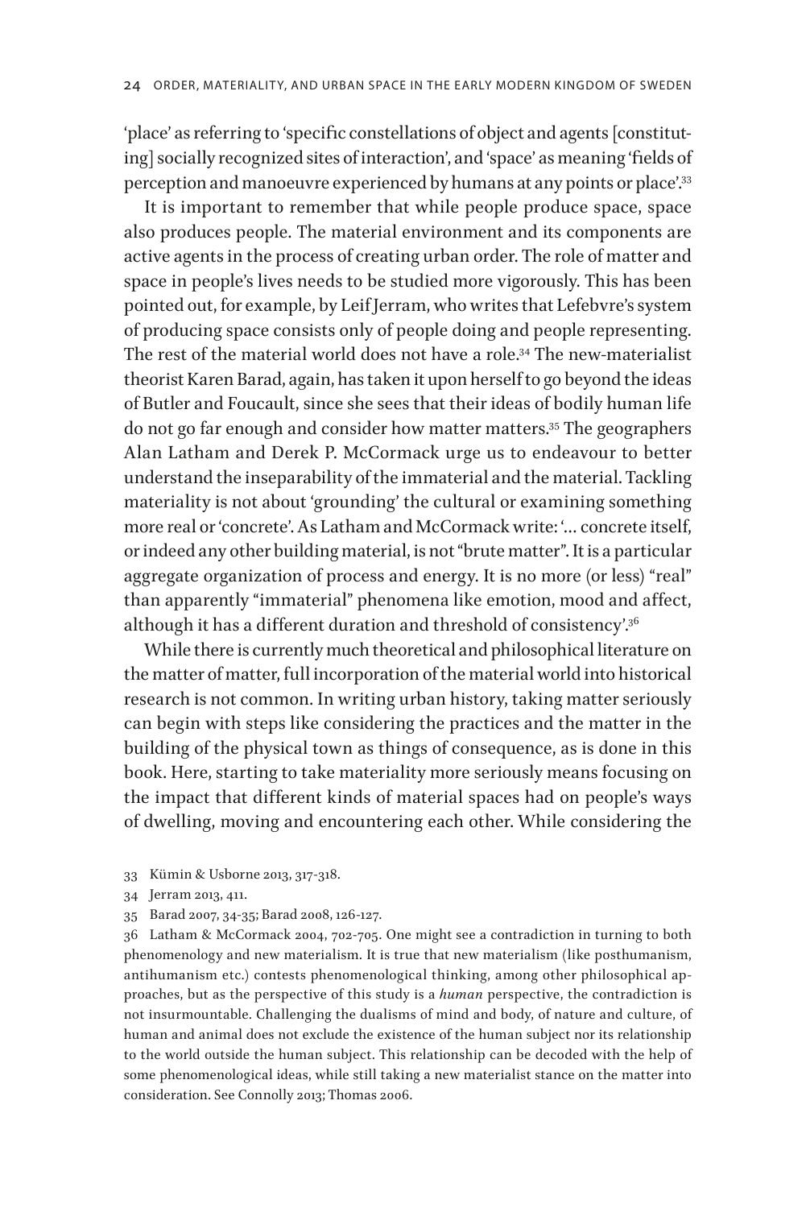'place' as referring to 'specific constellations of object and agents [constituting] socially recognized sites of interaction', and 'space' as meaning 'fields of perception and manoeuvre experienced by humans at any points or place'.[33]

It is important to remember that while people produce space, space also produces people. The material environment and its components are active agents in the process of creating urban order. The role of matter and space in people's lives needs to be studied more vigorously. This has been pointed out, for example, by Leif Jerram, who writes that Lefebvre's system of producing space consists only of people doing and people representing. The rest of the material world does not have a role.[34] The new-materialist theorist Karen Barad, again, has taken it upon herself to go beyond the ideas of Butler and Foucault, since she sees that their ideas of bodily human life do not go far enough and consider how matter matters.[35] The geographers Alan Latham and Derek P. McCormack urge us to endeavour to better understand the inseparability of the immaterial and the material. Tackling materiality is not about 'grounding' the cultural or examining something more real or 'concrete'. As Latham and McCormack write: '… concrete itself, or indeed any other building material, is not "brute matter". It is a particular aggregate organization of process and energy. It is no more (or less) "real" than apparently "immaterial" phenomena like emotion, mood and affect, although it has a different duration and threshold of consistency'.[36]

While there is currently much theoretical and philosophical literature on the matter of matter, full incorporation of the material world into historical research is not common. In writing urban history, taking matter seriously can begin with steps like considering the practices and the matter in the building of the physical town as things of consequence, as is done in this book. Here, starting to take materiality more seriously means focusing on the impact that different kinds of material spaces had on people's ways of dwelling, moving and encountering each other. While considering the

33 Kümin & Usborne 2013, 317-318.

34 Jerram 2013, 411.

35 Barad 2007, 34-35; Barad 2008, 126-127.

36 Latham & McCormack 2004, 702-705. One might see a contradiction in turning to both phenomenology and new materialism. It is true that new materialism (like posthumanism, antihumanism etc.) contests phenomenological thinking, among other philosophical approaches, but as the perspective of this study is a *human* perspective, the contradiction is not insurmountable. Challenging the dualisms of mind and body, of nature and culture, of human and animal does not exclude the existence of the human subject nor its relationship to the world outside the human subject. This relationship can be decoded with the help of some phenomenological ideas, while still taking a new materialist stance on the matter into consideration. See Connolly 2013; Thomas 2006.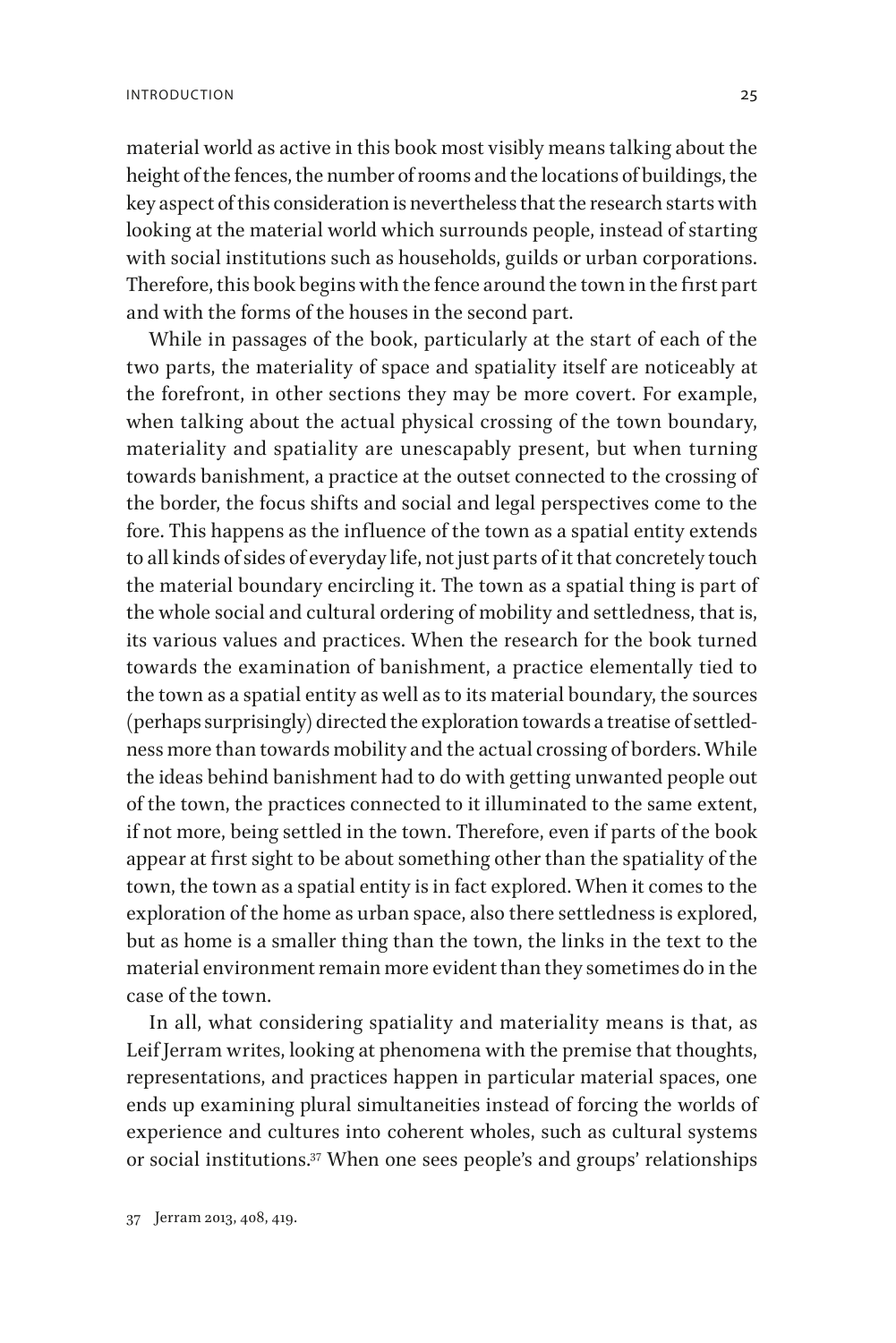material world as active in this book most visibly means talking about the height of the fences, the number of rooms and the locations of buildings, the key aspect of this consideration is nevertheless that the research starts with looking at the material world which surrounds people, instead of starting with social institutions such as households, guilds or urban corporations. Therefore, this book begins with the fence around the town in the first part and with the forms of the houses in the second part.

While in passages of the book, particularly at the start of each of the two parts, the materiality of space and spatiality itself are noticeably at the forefront, in other sections they may be more covert. For example, when talking about the actual physical crossing of the town boundary, materiality and spatiality are unescapably present, but when turning towards banishment, a practice at the outset connected to the crossing of the border, the focus shifts and social and legal perspectives come to the fore. This happens as the influence of the town as a spatial entity extends to all kinds of sides of everyday life, not just parts of it that concretely touch the material boundary encircling it. The town as a spatial thing is part of the whole social and cultural ordering of mobility and settledness, that is, its various values and practices. When the research for the book turned towards the examination of banishment, a practice elementally tied to the town as a spatial entity as well as to its material boundary, the sources (perhaps surprisingly) directed the exploration towards a treatise of settledness more than towards mobility and the actual crossing of borders. While the ideas behind banishment had to do with getting unwanted people out of the town, the practices connected to it illuminated to the same extent, if not more, being settled in the town. Therefore, even if parts of the book appear at first sight to be about something other than the spatiality of the town, the town as a spatial entity is in fact explored. When it comes to the exploration of the home as urban space, also there settledness is explored, but as home is a smaller thing than the town, the links in the text to the material environment remain more evident than they sometimes do in the case of the town.

In all, what considering spatiality and materiality means is that, as Leif Jerram writes, looking at phenomena with the premise that thoughts, representations, and practices happen in particular material spaces, one ends up examining plural simultaneities instead of forcing the worlds of experience and cultures into coherent wholes, such as cultural systems or social institutions.[37] When one sees people's and groups' relationships

37 Jerram 2013, 408, 419.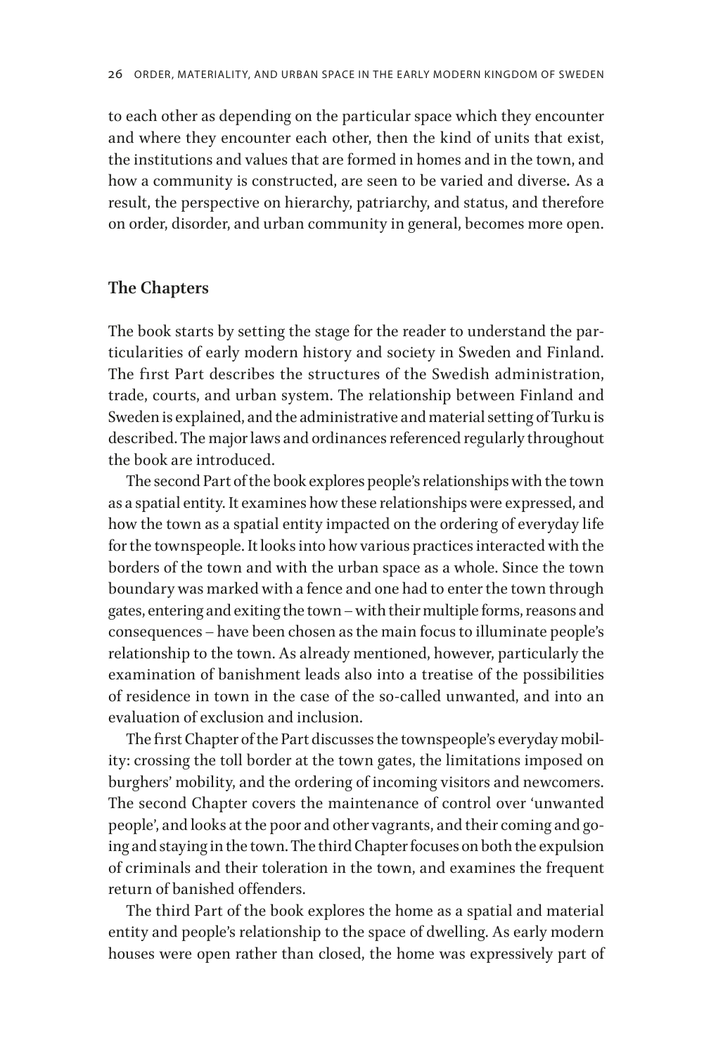to each other as depending on the particular space which they encounter and where they encounter each other, then the kind of units that exist, the institutions and values that are formed in homes and in the town, and how a community is constructed, are seen to be varied and diverse. As a result, the perspective on hierarchy, patriarchy, and status, and therefore on order, disorder, and urban community in general, becomes more open.

## The Chapters

The book starts by setting the stage for the reader to understand the particularities of early modern history and society in Sweden and Finland. The first Part describes the structures of the Swedish administration, trade, courts, and urban system. The relationship between Finland and Sweden is explained, and the administrative and material setting of Turku is described. The major laws and ordinances referenced regularly throughout the book are introduced.

The second Part of the book explores people's relationships with the town as a spatial entity. It examines how these relationships were expressed, and how the town as a spatial entity impacted on the ordering of everyday life for the townspeople. It looks into how various practices interacted with the borders of the town and with the urban space as a whole. Since the town boundary was marked with a fence and one had to enter the town through gates, entering and exiting the town – with their multiple forms, reasons and consequences – have been chosen as the main focus to illuminate people's relationship to the town. As already mentioned, however, particularly the examination of banishment leads also into a treatise of the possibilities of residence in town in the case of the so-called unwanted, and into an evaluation of exclusion and inclusion.

The first Chapter of the Part discusses the townspeople's everyday mobility: crossing the toll border at the town gates, the limitations imposed on burghers' mobility, and the ordering of incoming visitors and newcomers. The second Chapter covers the maintenance of control over 'unwanted people', and looks at the poor and other vagrants, and their coming and going and staying in the town. The third Chapter focuses on both the expulsion of criminals and their toleration in the town, and examines the frequent return of banished offenders.

The third Part of the book explores the home as a spatial and material entity and people's relationship to the space of dwelling. As early modern houses were open rather than closed, the home was expressively part of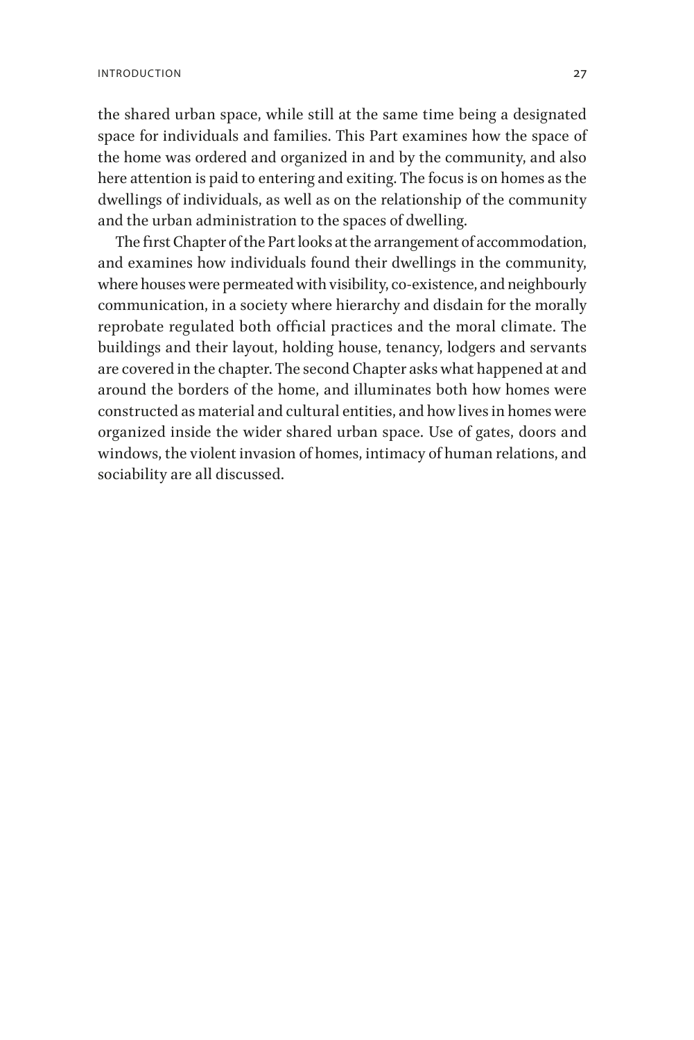the shared urban space, while still at the same time being a designated space for individuals and families. This Part examines how the space of the home was ordered and organized in and by the community, and also here attention is paid to entering and exiting. The focus is on homes as the dwellings of individuals, as well as on the relationship of the community and the urban administration to the spaces of dwelling.

The first Chapter of the Part looks at the arrangement of accommodation, and examines how individuals found their dwellings in the community, where houses were permeated with visibility, co-existence, and neighbourly communication, in a society where hierarchy and disdain for the morally reprobate regulated both official practices and the moral climate. The buildings and their layout, holding house, tenancy, lodgers and servants are covered in the chapter. The second Chapter asks what happened at and around the borders of the home, and illuminates both how homes were constructed as material and cultural entities, and how lives in homes were organized inside the wider shared urban space. Use of gates, doors and windows, the violent invasion of homes, intimacy of human relations, and sociability are all discussed.